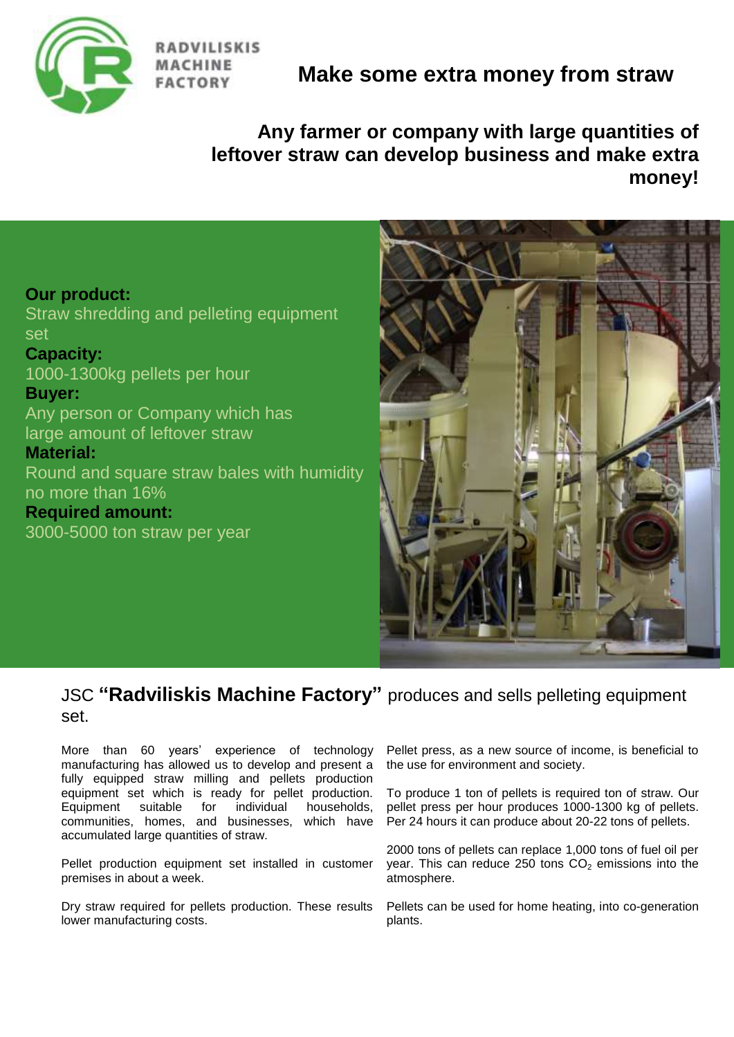RADVILISKIS MACHINE FACTORY

# Make some extra money from straw

## Any farmer or company with large quantities of leftover straw can develop business and make extra money!

**Our product:**
Straw shredding and pelleting equipment set

**Capacity:**
1000-1300kg pellets per hour

**Buyer:**
Any person or Company which has large amount of leftover straw

**Material:**
Round and square straw bales with humidity no more than 16%

**Required amount:**
3000-5000 ton straw per year

## JSC **"Radviliskis Machine Factory"** produces and sells pelleting equipment set.

More than 60 years' experience of technology manufacturing has allowed us to develop and present a fully equipped straw milling and pellets production equipment set which is ready for pellet production. Equipment suitable for individual households, communities, homes, and businesses, which have accumulated large quantities of straw.

Pellet production equipment set installed in customer premises in about a week.

Dry straw required for pellets production. These results lower manufacturing costs.

Pellet press, as a new source of income, is beneficial to the use for environment and society.

To produce 1 ton of pellets is required ton of straw. Our pellet press per hour produces 1000-1300 kg of pellets. Per 24 hours it can produce about 20-22 tons of pellets.

2000 tons of pellets can replace 1,000 tons of fuel oil per year. This can reduce 250 tons $CO_2$ emissions into the atmosphere.

Pellets can be used for home heating, into co-generation plants.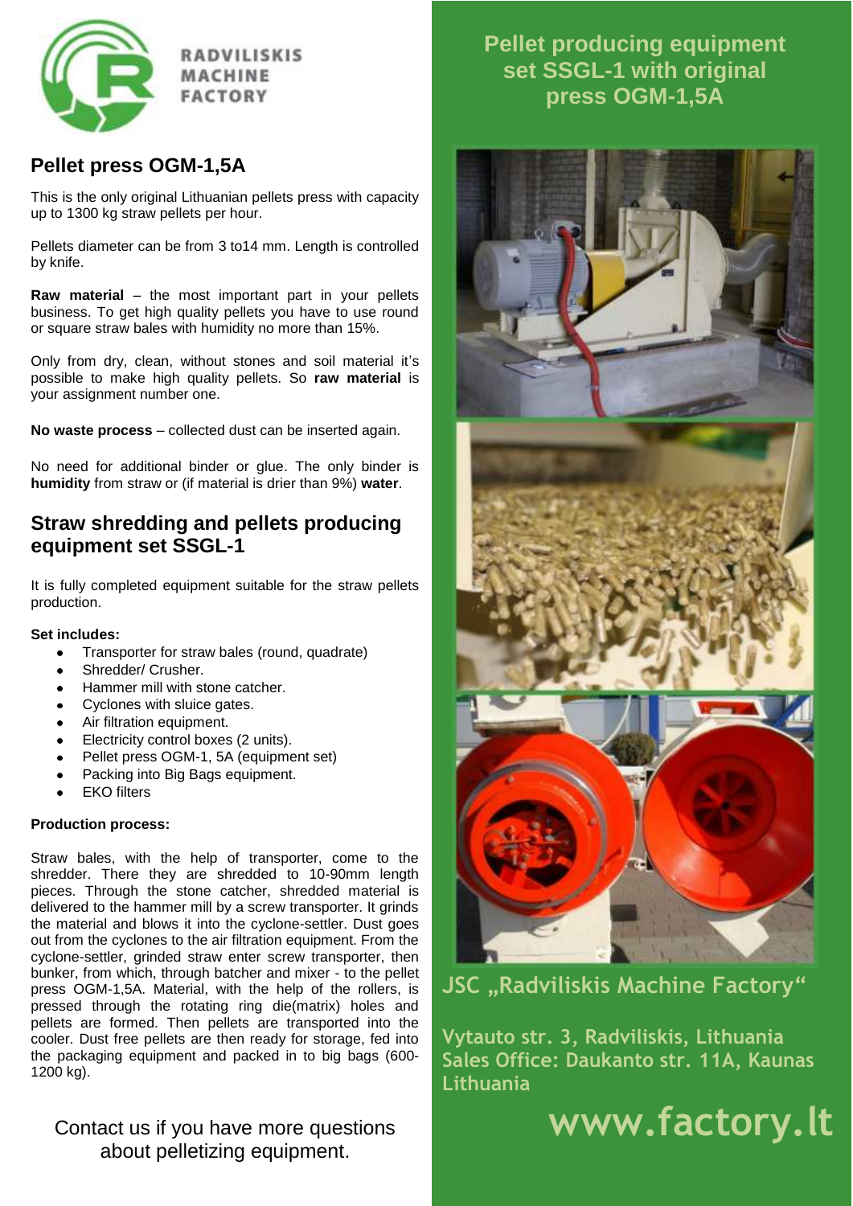RADVILISKIS MACHINE FACTORY

## Pellet press OGM-1,5A

This is the only original Lithuanian pellets press with capacity up to 1300 kg straw pellets per hour.

Pellets diameter can be from 3 to14 mm. Length is controlled by knife.

**Raw material** – the most important part in your pellets business. To get high quality pellets you have to use round or square straw bales with humidity no more than 15%.

Only from dry, clean, without stones and soil material it's possible to make high quality pellets. So **raw material** is your assignment number one.

**No waste process** – collected dust can be inserted again.

No need for additional binder or glue. The only binder is **humidity** from straw or (if material is drier than 9%) **water**.

## Straw shredding and pellets producing equipment set SSGL-1

It is fully completed equipment suitable for the straw pellets production.

**Set includes:**

- Transporter for straw bales (round, quadrate)
- Shredder/ Crusher.
- Hammer mill with stone catcher.
- Cyclones with sluice gates.
- Air filtration equipment.
- Electricity control boxes (2 units).
- Pellet press OGM-1, 5A (equipment set)
- Packing into Big Bags equipment.
- EKO filters

**Production process:**

Straw bales, with the help of transporter, come to the shredder. There they are shredded to 10-90mm length pieces. Through the stone catcher, shredded material is delivered to the hammer mill by a screw transporter. It grinds the material and blows it into the cyclone-settler. Dust goes out from the cyclones to the air filtration equipment. From the cyclone-settler, grinded straw enter screw transporter, then bunker, from which, through batcher and mixer - to the pellet press OGM-1,5A. Material, with the help of the rollers, is pressed through the rotating ring die(matrix) holes and pellets are formed. Then pellets are transported into the cooler. Dust free pellets are then ready for storage, fed into the packaging equipment and packed in to big bags (600-1200 kg).

Contact us if you have more questions about pelletizing equipment.

## Pellet producing equipment set SSGL-1 with original press OGM-1,5A

JSC „Radviliskis Machine Factory"

Vytauto str. 3, Radviliskis, Lithuania
Sales Office: Daukanto str. 11A, Kaunas Lithuania

www.factory.lt